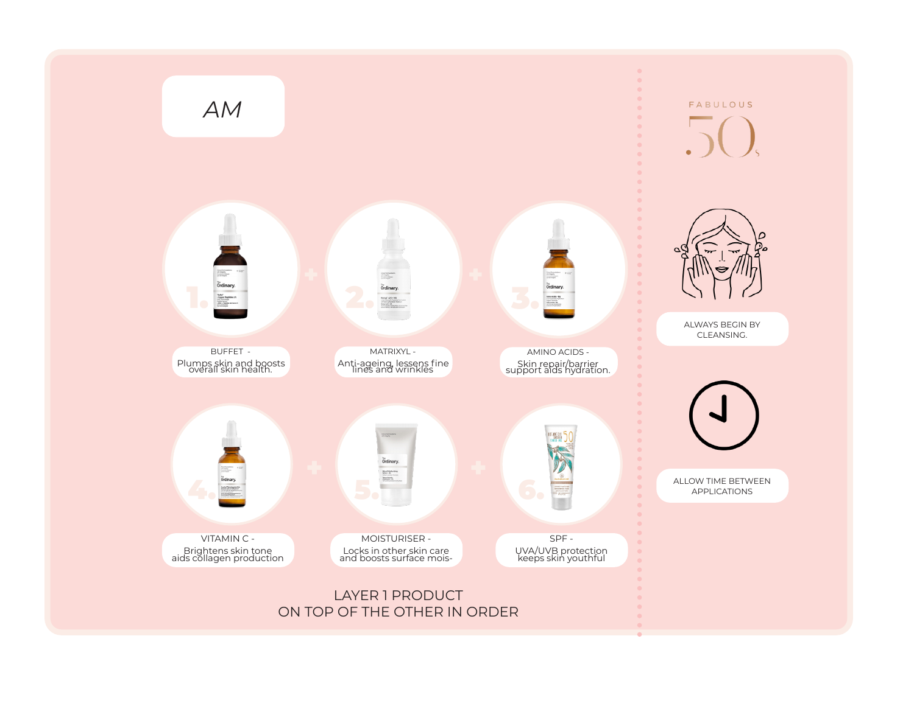# AM

FABULOUS 50s

1. BUFFET - Plumps skin and boosts overall skin health.

2. MATRIXYL - Anti-ageing, lessens fine lines and wrinkles

3. AMINO ACIDS - Skin repair/barrier support aids hydration.

4. VITAMIN C - Brightens skin tone aids collagen production

5. MOISTURISER - Locks in other skin care and boosts surface mois-

6. SPF - UVA/UVB protection keeps skin youthful

LAYER 1 PRODUCT ON TOP OF THE OTHER IN ORDER

ALWAYS BEGIN BY CLEANSING.

ALLOW TIME BETWEEN APPLICATIONS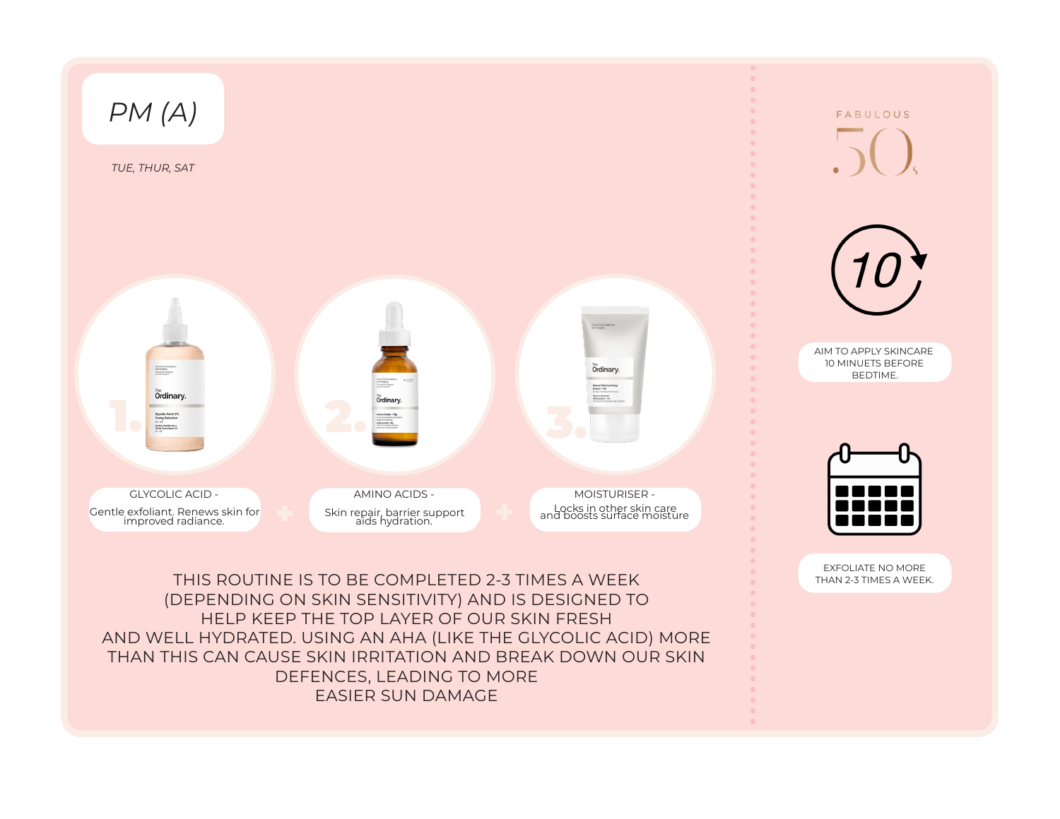# PM (A)

*TUE, THUR, SAT*

1. **GLYCOLIC ACID -**
   Gentle exfoliant. Renews skin for improved radiance.

2. **AMINO ACIDS -**
   Skin repair, barrier support aids hydration.

3. **MOISTURISER -**
   Locks in other skin care and boosts surface moisture

THIS ROUTINE IS TO BE COMPLETED 2-3 TIMES A WEEK (DEPENDING ON SKIN SENSITIVITY) AND IS DESIGNED TO HELP KEEP THE TOP LAYER OF OUR SKIN FRESH AND WELL HYDRATED. USING AN AHA (LIKE THE GLYCOLIC ACID) MORE THAN THIS CAN CAUSE SKIN IRRITATION AND BREAK DOWN OUR SKIN DEFENCES, LEADING TO MORE EASIER SUN DAMAGE

FABULOUS 50s

10

AIM TO APPLY SKINCARE 10 MINUETS BEFORE BEDTIME.

EXFOLIATE NO MORE THAN 2-3 TIMES A WEEK.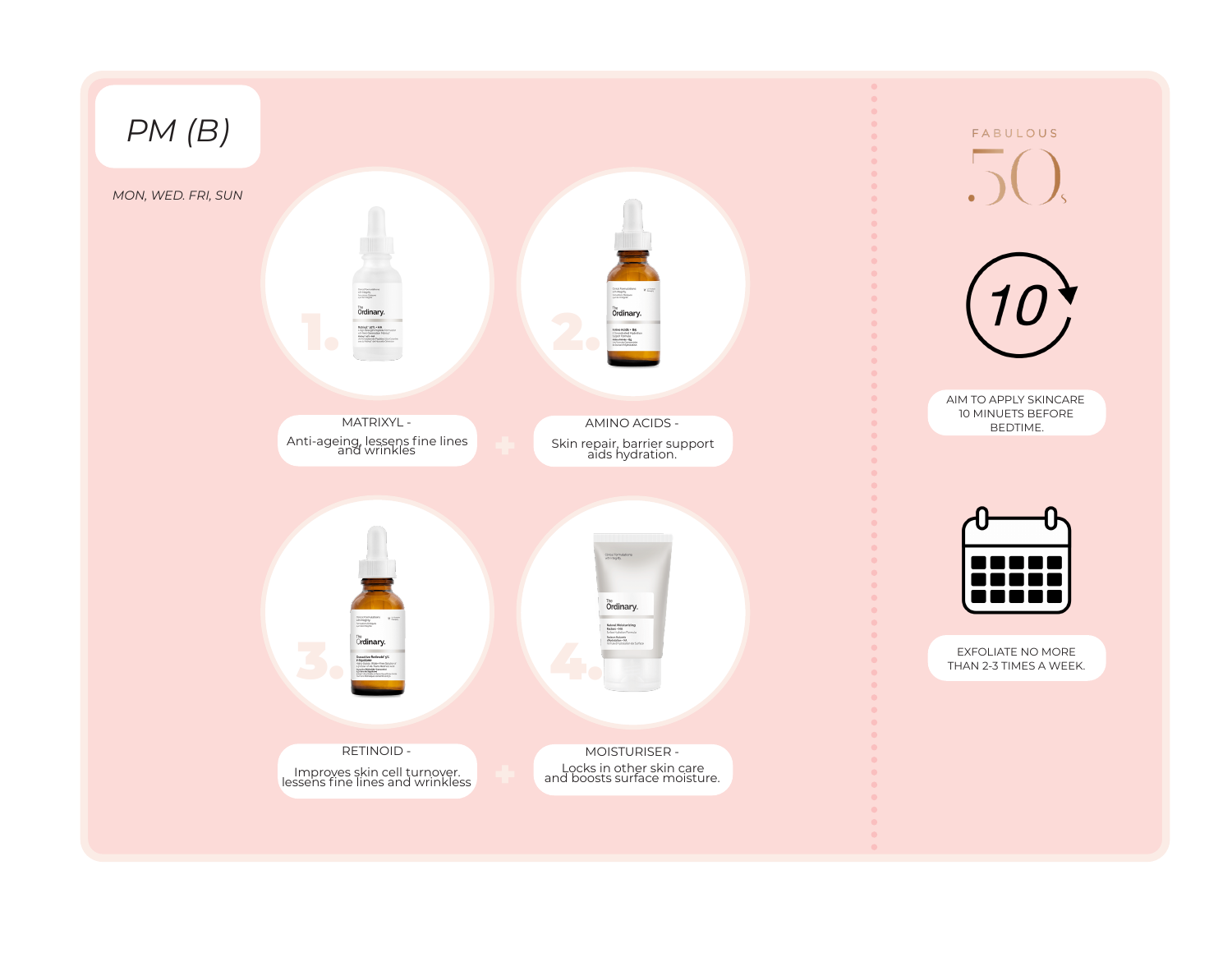# PM (B)

*MON, WED. FRI, SUN*

1. **MATRIXYL -** Anti-ageing, lessens fine lines and wrinkles

2. **AMINO ACIDS -** Skin repair, barrier support aids hydration.

3. **RETINOID -** Improves skin cell turnover. lessens fine lines and wrinkless

4. **MOISTURISER -** Locks in other skin care and boosts surface moisture.

FABULOUS 50s

AIM TO APPLY SKINCARE 10 MINUETS BEFORE BEDTIME.

EXFOLIATE NO MORE THAN 2-3 TIMES A WEEK.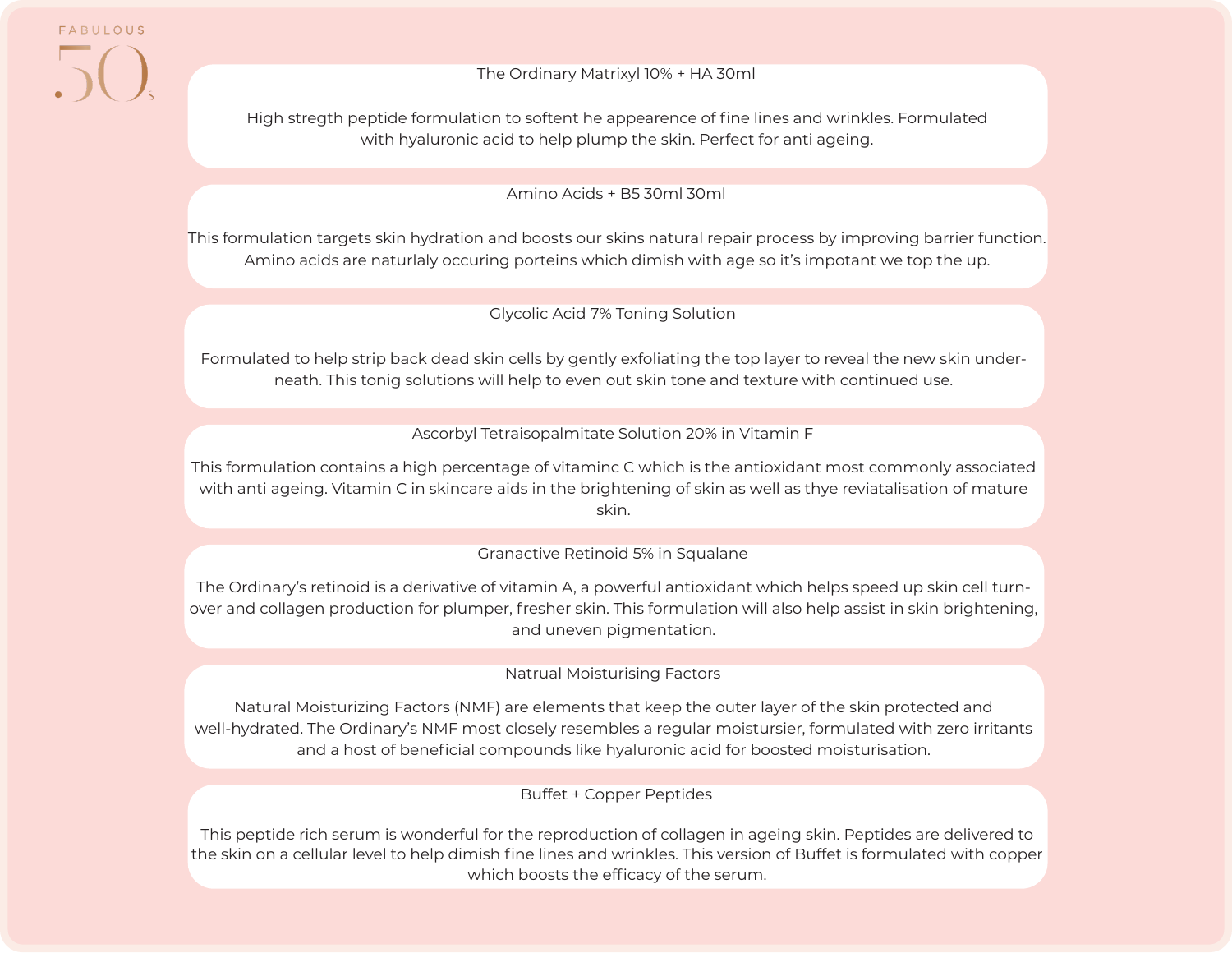FABULOUS 50s

### The Ordinary Matrixyl 10% + HA 30ml

High stregth peptide formulation to softent he appearence of fine lines and wrinkles. Formulated with hyaluronic acid to help plump the skin. Perfect for anti ageing.

### Amino Acids + B5 30ml 30ml

This formulation targets skin hydration and boosts our skins natural repair process by improving barrier function. Amino acids are naturlaly occuring porteins which dimish with age so it's impotant we top the up.

### Glycolic Acid 7% Toning Solution

Formulated to help strip back dead skin cells by gently exfoliating the top layer to reveal the new skin underneath. This tonig solutions will help to even out skin tone and texture with continued use.

### Ascorbyl Tetraisopalmitate Solution 20% in Vitamin F

This formulation contains a high percentage of vitaminc C which is the antioxidant most commonly associated with anti ageing. Vitamin C in skincare aids in the brightening of skin as well as thye reviatalisation of mature skin.

### Granactive Retinoid 5% in Squalane

The Ordinary's retinoid is a derivative of vitamin A, a powerful antioxidant which helps speed up skin cell turnover and collagen production for plumper, fresher skin. This formulation will also help assist in skin brightening, and uneven pigmentation.

### Natrual Moisturising Factors

Natural Moisturizing Factors (NMF) are elements that keep the outer layer of the skin protected and well-hydrated. The Ordinary's NMF most closely resembles a regular moistursier, formulated with zero irritants and a host of beneficial compounds like hyaluronic acid for boosted moisturisation.

### Buffet + Copper Peptides

This peptide rich serum is wonderful for the reproduction of collagen in ageing skin. Peptides are delivered to the skin on a cellular level to help dimish fine lines and wrinkles. This version of Buffet is formulated with copper which boosts the efficacy of the serum.